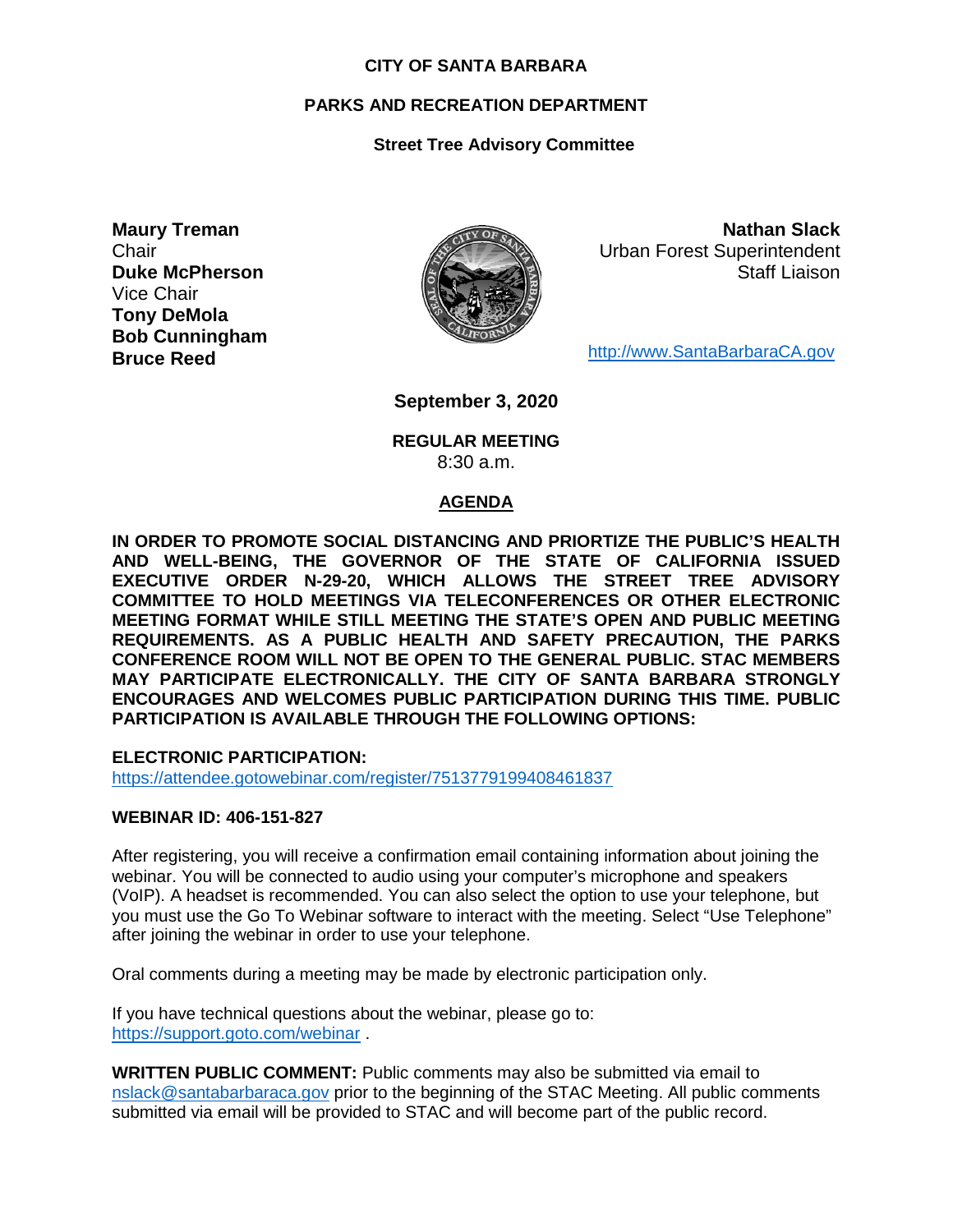**CITY OF SANTA BARBARA**

**PARKS AND RECREATION DEPARTMENT**

**Street Tree Advisory Committee**

**Maury Treman**
Chair
**Duke McPherson**
Vice Chair
**Tony DeMola**
**Bob Cunningham**
**Bruce Reed**

**Nathan Slack**
Urban Forest Superintendent
Staff Liaison

http://www.SantaBarbaraCA.gov

**September 3, 2020**

**REGULAR MEETING**
8:30 a.m.

**AGENDA**

**IN ORDER TO PROMOTE SOCIAL DISTANCING AND PRIORTIZE THE PUBLIC'S HEALTH AND WELL-BEING, THE GOVERNOR OF THE STATE OF CALIFORNIA ISSUED EXECUTIVE ORDER N-29-20, WHICH ALLOWS THE STREET TREE ADVISORY COMMITTEE TO HOLD MEETINGS VIA TELECONFERENCES OR OTHER ELECTRONIC MEETING FORMAT WHILE STILL MEETING THE STATE'S OPEN AND PUBLIC MEETING REQUIREMENTS. AS A PUBLIC HEALTH AND SAFETY PRECAUTION, THE PARKS CONFERENCE ROOM WILL NOT BE OPEN TO THE GENERAL PUBLIC. STAC MEMBERS MAY PARTICIPATE ELECTRONICALLY. THE CITY OF SANTA BARBARA STRONGLY ENCOURAGES AND WELCOMES PUBLIC PARTICIPATION DURING THIS TIME. PUBLIC PARTICIPATION IS AVAILABLE THROUGH THE FOLLOWING OPTIONS:**

**ELECTRONIC PARTICIPATION:**
https://attendee.gotowebinar.com/register/7513779199408461837

**WEBINAR ID: 406-151-827**

After registering, you will receive a confirmation email containing information about joining the webinar. You will be connected to audio using your computer's microphone and speakers (VoIP). A headset is recommended. You can also select the option to use your telephone, but you must use the Go To Webinar software to interact with the meeting. Select "Use Telephone" after joining the webinar in order to use your telephone.

Oral comments during a meeting may be made by electronic participation only.

If you have technical questions about the webinar, please go to:
https://support.goto.com/webinar .

**WRITTEN PUBLIC COMMENT:** Public comments may also be submitted via email to nslack@santabarbaraca.gov prior to the beginning of the STAC Meeting. All public comments submitted via email will be provided to STAC and will become part of the public record.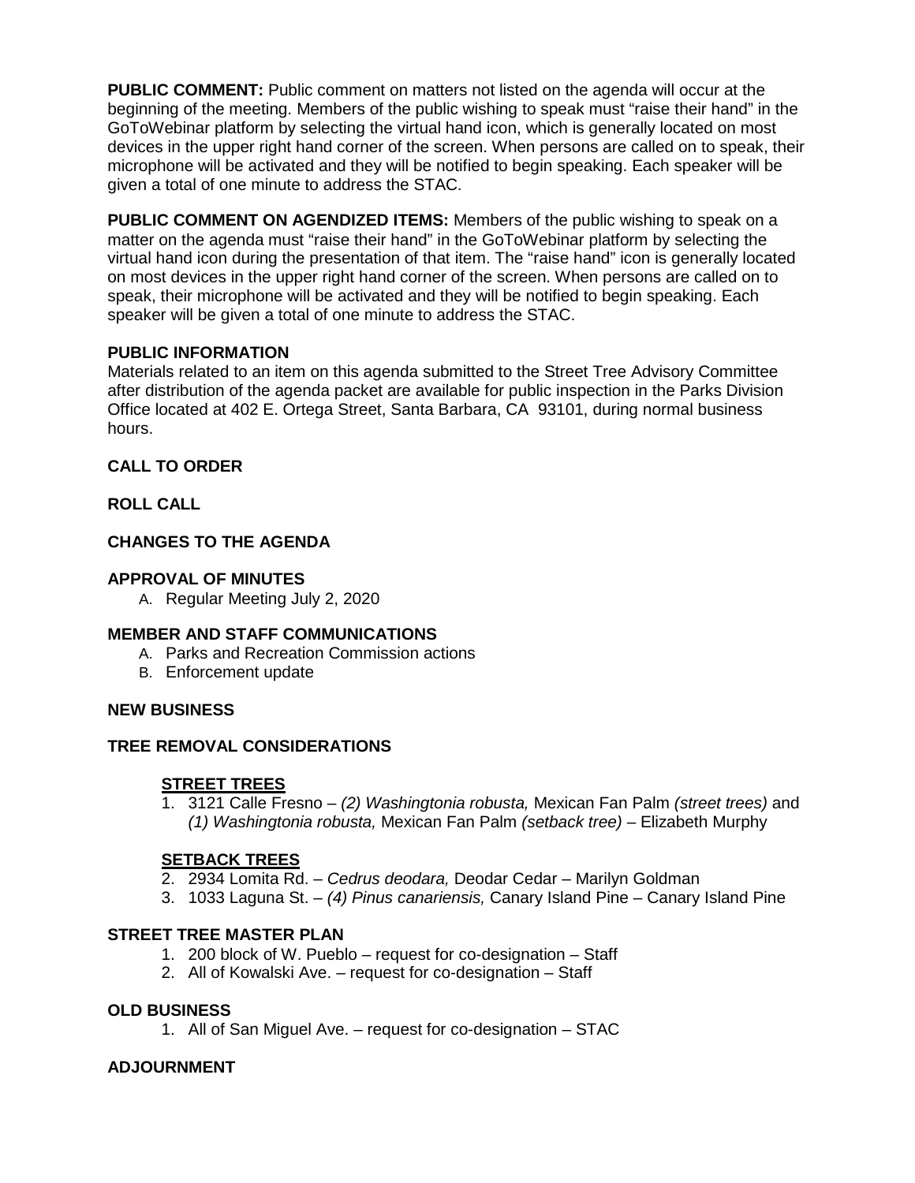**PUBLIC COMMENT:** Public comment on matters not listed on the agenda will occur at the beginning of the meeting. Members of the public wishing to speak must "raise their hand" in the GoToWebinar platform by selecting the virtual hand icon, which is generally located on most devices in the upper right hand corner of the screen. When persons are called on to speak, their microphone will be activated and they will be notified to begin speaking. Each speaker will be given a total of one minute to address the STAC.

**PUBLIC COMMENT ON AGENDIZED ITEMS:** Members of the public wishing to speak on a matter on the agenda must "raise their hand" in the GoToWebinar platform by selecting the virtual hand icon during the presentation of that item. The "raise hand" icon is generally located on most devices in the upper right hand corner of the screen. When persons are called on to speak, their microphone will be activated and they will be notified to begin speaking. Each speaker will be given a total of one minute to address the STAC.

**PUBLIC INFORMATION**

Materials related to an item on this agenda submitted to the Street Tree Advisory Committee after distribution of the agenda packet are available for public inspection in the Parks Division Office located at 402 E. Ortega Street, Santa Barbara, CA 93101, during normal business hours.

**CALL TO ORDER**

**ROLL CALL**

**CHANGES TO THE AGENDA**

**APPROVAL OF MINUTES**

A. Regular Meeting July 2, 2020

**MEMBER AND STAFF COMMUNICATIONS**

A. Parks and Recreation Commission actions
B. Enforcement update

**NEW BUSINESS**

**TREE REMOVAL CONSIDERATIONS**

**STREET TREES**

1. 3121 Calle Fresno – *(2) Washingtonia robusta,* Mexican Fan Palm *(street trees)* and *(1) Washingtonia robusta,* Mexican Fan Palm *(setback tree)* – Elizabeth Murphy

**SETBACK TREES**

2. 2934 Lomita Rd. – *Cedrus deodara,* Deodar Cedar – Marilyn Goldman
3. 1033 Laguna St. – *(4) Pinus canariensis,* Canary Island Pine – Canary Island Pine

**STREET TREE MASTER PLAN**

1. 200 block of W. Pueblo – request for co-designation – Staff
2. All of Kowalski Ave. – request for co-designation – Staff

**OLD BUSINESS**

1. All of San Miguel Ave. – request for co-designation – STAC

**ADJOURNMENT**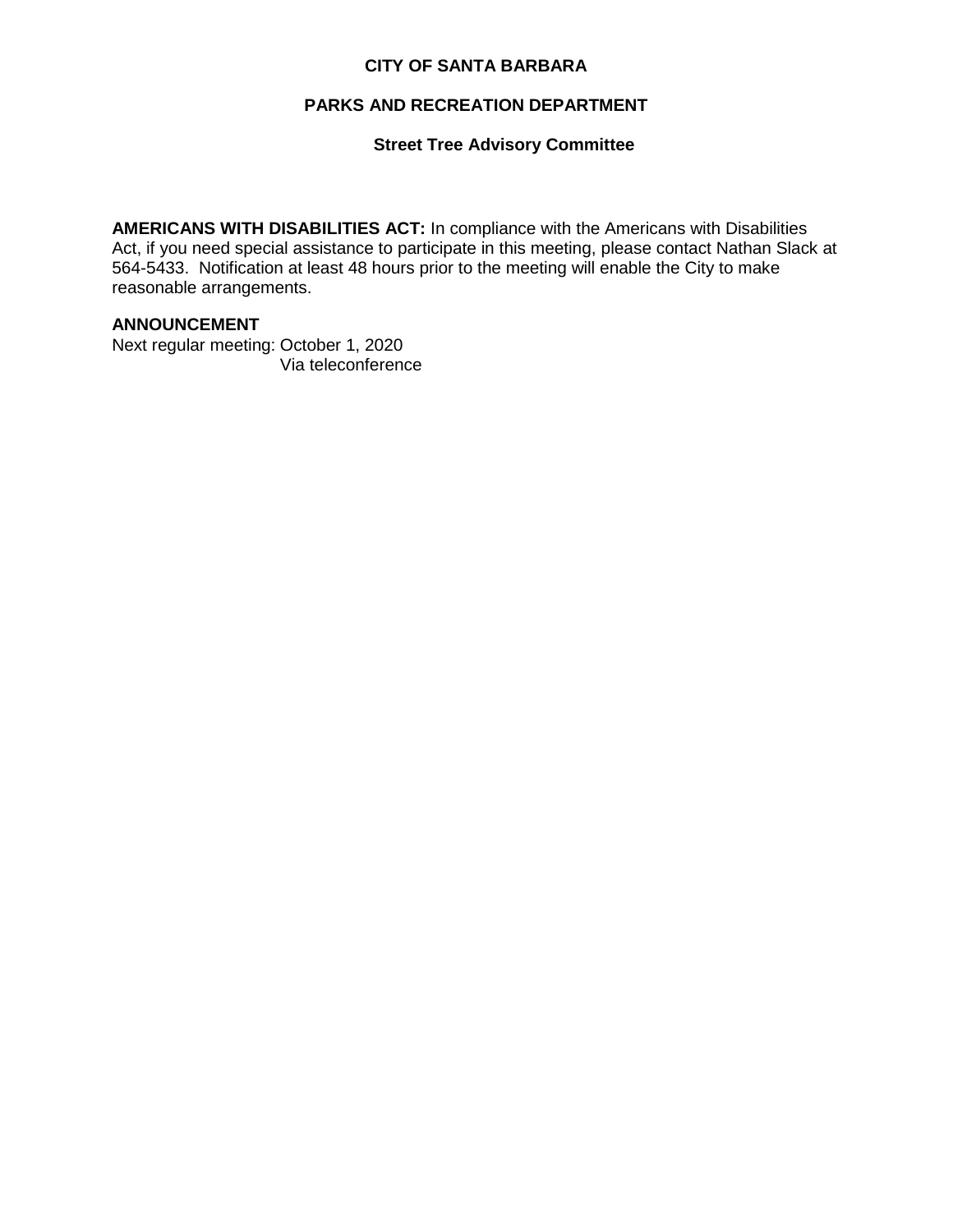**CITY OF SANTA BARBARA**

**PARKS AND RECREATION DEPARTMENT**

**Street Tree Advisory Committee**

**AMERICANS WITH DISABILITIES ACT:** In compliance with the Americans with Disabilities Act, if you need special assistance to participate in this meeting, please contact Nathan Slack at 564-5433. Notification at least 48 hours prior to the meeting will enable the City to make reasonable arrangements.

**ANNOUNCEMENT**

Next regular meeting: October 1, 2020
Via teleconference